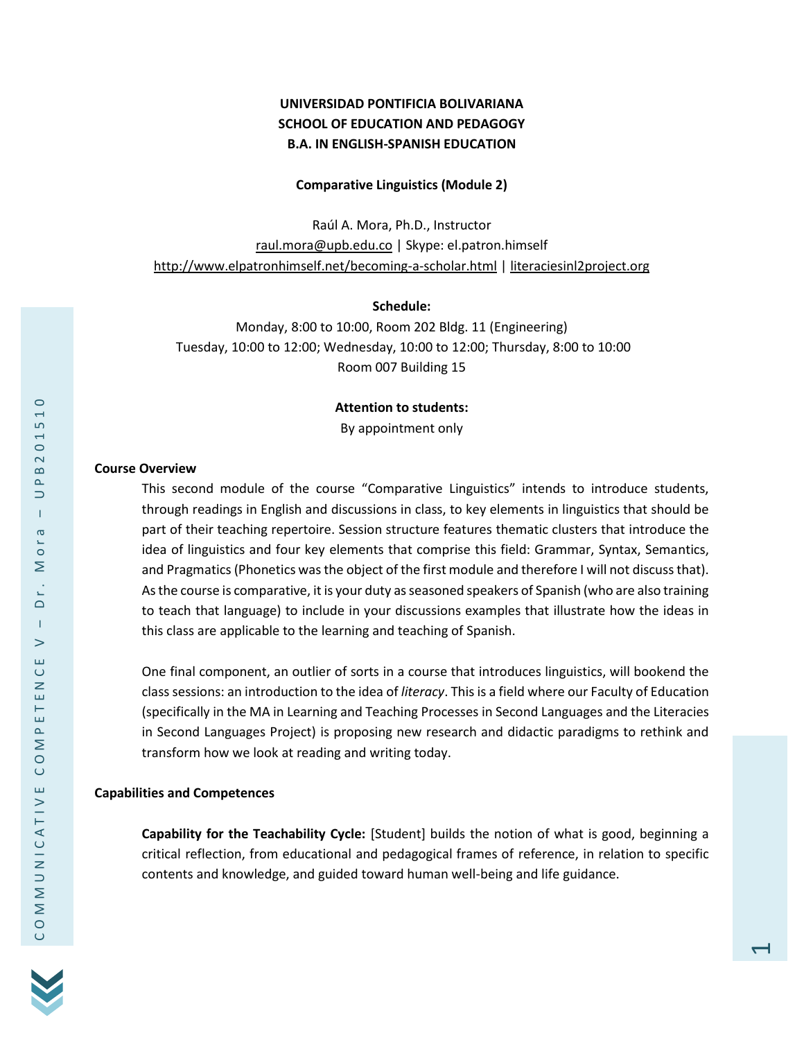**UNIVERSIDAD PONTIFICIA BOLIVARIANA**
**SCHOOL OF EDUCATION AND PEDAGOGY**
**B.A. IN ENGLISH-SPANISH EDUCATION**

**Comparative Linguistics (Module 2)**

Raúl A. Mora, Ph.D., Instructor
raul.mora@upb.edu.co | Skype: el.patron.himself
http://www.elpatronhimself.net/becoming-a-scholar.html | literaciesinl2project.org

**Schedule:**
Monday, 8:00 to 10:00, Room 202 Bldg. 11 (Engineering)
Tuesday, 10:00 to 12:00; Wednesday, 10:00 to 12:00; Thursday, 8:00 to 10:00
Room 007 Building 15

**Attention to students:**
By appointment only

## Course Overview

This second module of the course "Comparative Linguistics" intends to introduce students, through readings in English and discussions in class, to key elements in linguistics that should be part of their teaching repertoire. Session structure features thematic clusters that introduce the idea of linguistics and four key elements that comprise this field: Grammar, Syntax, Semantics, and Pragmatics (Phonetics was the object of the first module and therefore I will not discuss that). As the course is comparative, it is your duty as seasoned speakers of Spanish (who are also training to teach that language) to include in your discussions examples that illustrate how the ideas in this class are applicable to the learning and teaching of Spanish.

One final component, an outlier of sorts in a course that introduces linguistics, will bookend the class sessions: an introduction to the idea of *literacy*. This is a field where our Faculty of Education (specifically in the MA in Learning and Teaching Processes in Second Languages and the Literacies in Second Languages Project) is proposing new research and didactic paradigms to rethink and transform how we look at reading and writing today.

## Capabilities and Competences

**Capability for the Teachability Cycle:** [Student] builds the notion of what is good, beginning a critical reflection, from educational and pedagogical frames of reference, in relation to specific contents and knowledge, and guided toward human well-being and life guidance.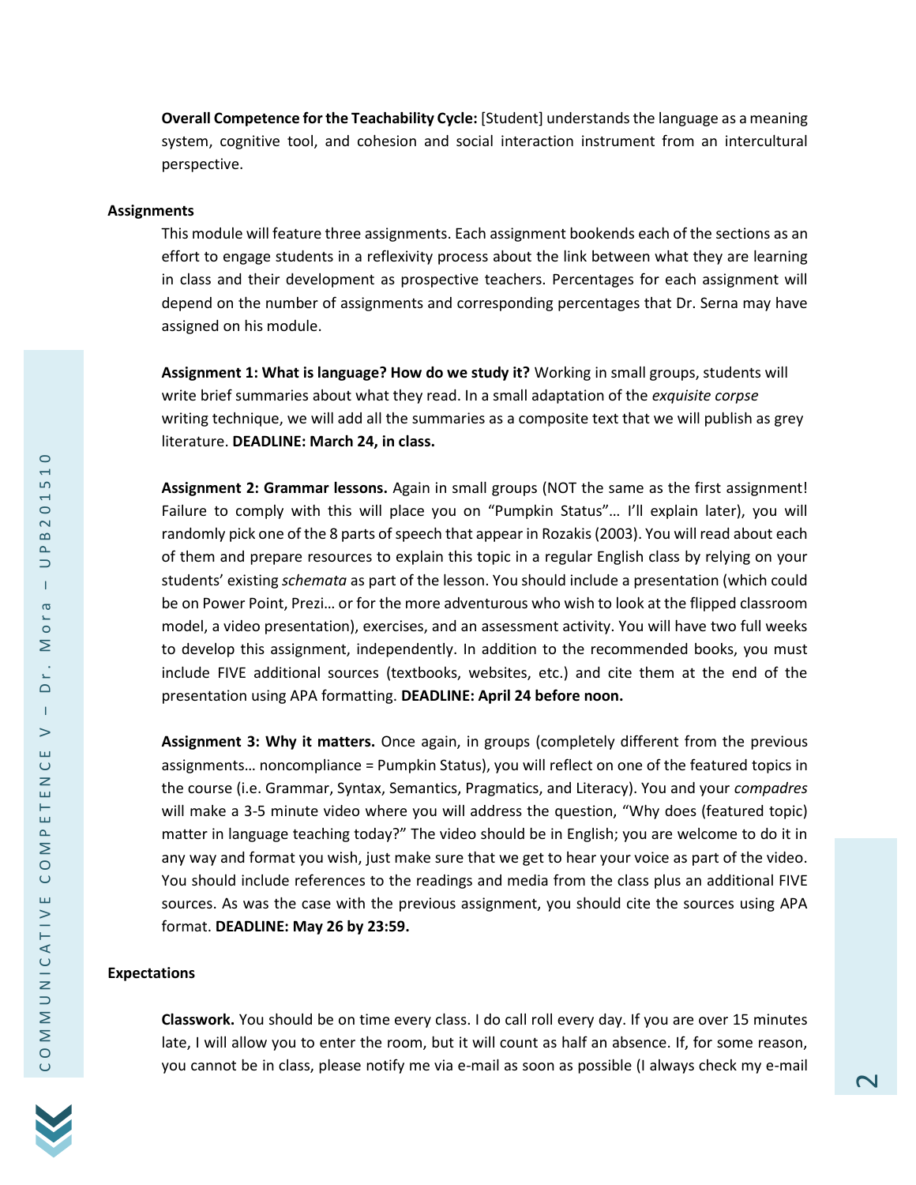**Overall Competence for the Teachability Cycle:** [Student] understands the language as a meaning system, cognitive tool, and cohesion and social interaction instrument from an intercultural perspective.

## Assignments

This module will feature three assignments. Each assignment bookends each of the sections as an effort to engage students in a reflexivity process about the link between what they are learning in class and their development as prospective teachers. Percentages for each assignment will depend on the number of assignments and corresponding percentages that Dr. Serna may have assigned on his module.

**Assignment 1: What is language? How do we study it?** Working in small groups, students will write brief summaries about what they read. In a small adaptation of the *exquisite corpse* writing technique, we will add all the summaries as a composite text that we will publish as grey literature. **DEADLINE: March 24, in class.**

**Assignment 2: Grammar lessons.** Again in small groups (NOT the same as the first assignment! Failure to comply with this will place you on "Pumpkin Status"… I'll explain later), you will randomly pick one of the 8 parts of speech that appear in Rozakis (2003). You will read about each of them and prepare resources to explain this topic in a regular English class by relying on your students' existing *schemata* as part of the lesson. You should include a presentation (which could be on Power Point, Prezi… or for the more adventurous who wish to look at the flipped classroom model, a video presentation), exercises, and an assessment activity. You will have two full weeks to develop this assignment, independently. In addition to the recommended books, you must include FIVE additional sources (textbooks, websites, etc.) and cite them at the end of the presentation using APA formatting. **DEADLINE: April 24 before noon.**

**Assignment 3: Why it matters.** Once again, in groups (completely different from the previous assignments… noncompliance = Pumpkin Status), you will reflect on one of the featured topics in the course (i.e. Grammar, Syntax, Semantics, Pragmatics, and Literacy). You and your *compadres* will make a 3-5 minute video where you will address the question, "Why does (featured topic) matter in language teaching today?" The video should be in English; you are welcome to do it in any way and format you wish, just make sure that we get to hear your voice as part of the video. You should include references to the readings and media from the class plus an additional FIVE sources. As was the case with the previous assignment, you should cite the sources using APA format. **DEADLINE: May 26 by 23:59.**

## Expectations

**Classwork.** You should be on time every class. I do call roll every day. If you are over 15 minutes late, I will allow you to enter the room, but it will count as half an absence. If, for some reason, you cannot be in class, please notify me via e-mail as soon as possible (I always check my e-mail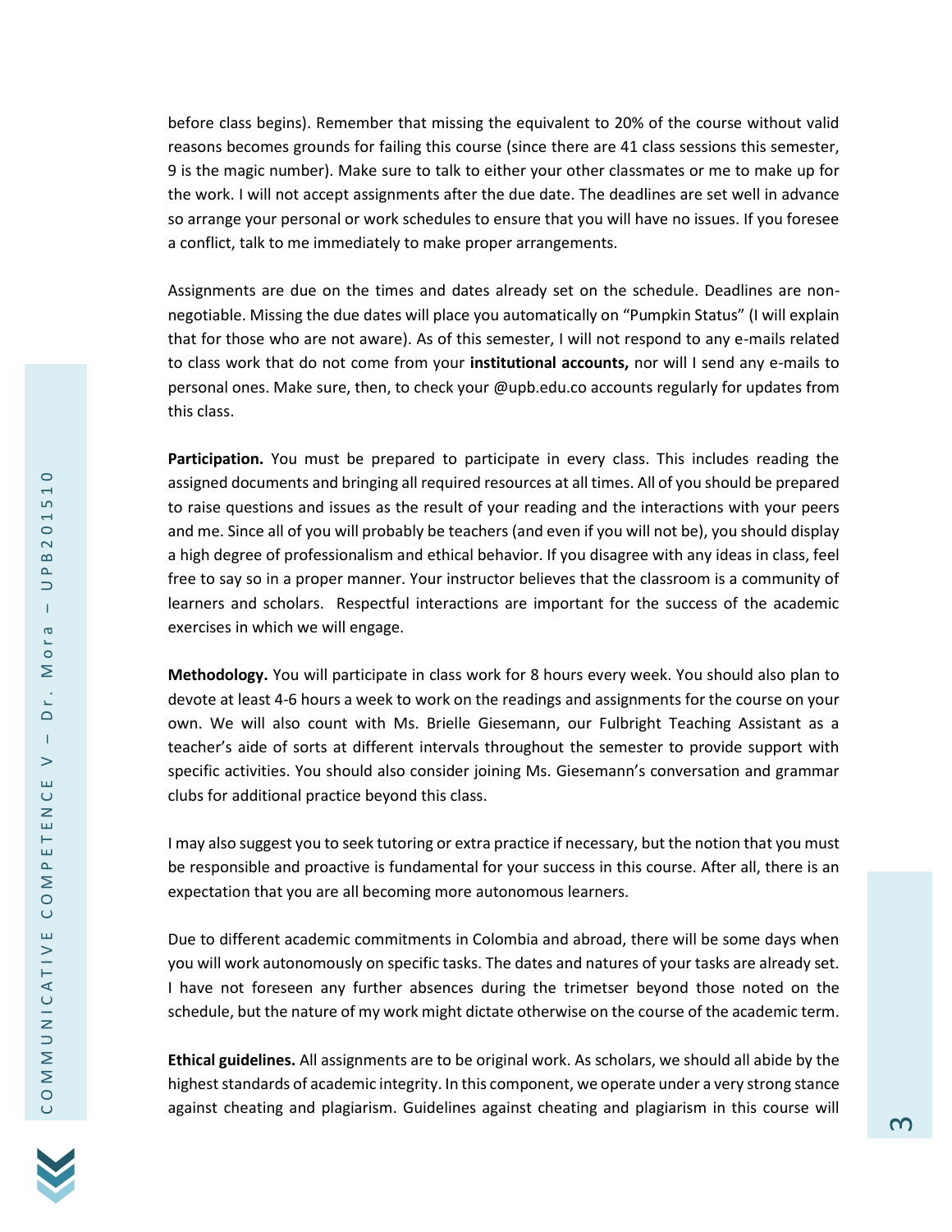before class begins). Remember that missing the equivalent to 20% of the course without valid reasons becomes grounds for failing this course (since there are 41 class sessions this semester, 9 is the magic number). Make sure to talk to either your other classmates or me to make up for the work. I will not accept assignments after the due date. The deadlines are set well in advance so arrange your personal or work schedules to ensure that you will have no issues. If you foresee a conflict, talk to me immediately to make proper arrangements.

Assignments are due on the times and dates already set on the schedule. Deadlines are non-negotiable. Missing the due dates will place you automatically on "Pumpkin Status" (I will explain that for those who are not aware). As of this semester, I will not respond to any e-mails related to class work that do not come from your **institutional accounts,** nor will I send any e-mails to personal ones. Make sure, then, to check your @upb.edu.co accounts regularly for updates from this class.

**Participation.** You must be prepared to participate in every class. This includes reading the assigned documents and bringing all required resources at all times. All of you should be prepared to raise questions and issues as the result of your reading and the interactions with your peers and me. Since all of you will probably be teachers (and even if you will not be), you should display a high degree of professionalism and ethical behavior. If you disagree with any ideas in class, feel free to say so in a proper manner. Your instructor believes that the classroom is a community of learners and scholars. Respectful interactions are important for the success of the academic exercises in which we will engage.

**Methodology.** You will participate in class work for 8 hours every week. You should also plan to devote at least 4-6 hours a week to work on the readings and assignments for the course on your own. We will also count with Ms. Brielle Giesemann, our Fulbright Teaching Assistant as a teacher's aide of sorts at different intervals throughout the semester to provide support with specific activities. You should also consider joining Ms. Giesemann's conversation and grammar clubs for additional practice beyond this class.

I may also suggest you to seek tutoring or extra practice if necessary, but the notion that you must be responsible and proactive is fundamental for your success in this course. After all, there is an expectation that you are all becoming more autonomous learners.

Due to different academic commitments in Colombia and abroad, there will be some days when you will work autonomously on specific tasks. The dates and natures of your tasks are already set. I have not foreseen any further absences during the trimetser beyond those noted on the schedule, but the nature of my work might dictate otherwise on the course of the academic term.

**Ethical guidelines.** All assignments are to be original work. As scholars, we should all abide by the highest standards of academic integrity. In this component, we operate under a very strong stance against cheating and plagiarism. Guidelines against cheating and plagiarism in this course will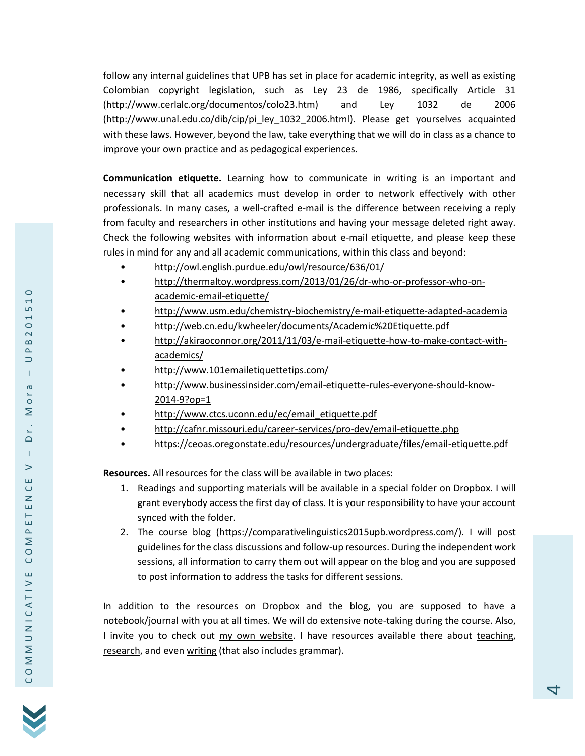follow any internal guidelines that UPB has set in place for academic integrity, as well as existing Colombian copyright legislation, such as Ley 23 de 1986, specifically Article 31 (http://www.cerlalc.org/documentos/colo23.htm) and Ley 1032 de 2006 (http://www.unal.edu.co/dib/cip/pi_ley_1032_2006.html). Please get yourselves acquainted with these laws. However, beyond the law, take everything that we will do in class as a chance to improve your own practice and as pedagogical experiences.

**Communication etiquette.** Learning how to communicate in writing is an important and necessary skill that all academics must develop in order to network effectively with other professionals. In many cases, a well-crafted e-mail is the difference between receiving a reply from faculty and researchers in other institutions and having your message deleted right away. Check the following websites with information about e-mail etiquette, and please keep these rules in mind for any and all academic communications, within this class and beyond:

- http://owl.english.purdue.edu/owl/resource/636/01/
- http://thermaltoy.wordpress.com/2013/01/26/dr-who-or-professor-who-on-academic-email-etiquette/
- http://www.usm.edu/chemistry-biochemistry/e-mail-etiquette-adapted-academia
- http://web.cn.edu/kwheeler/documents/Academic%20Etiquette.pdf
- http://akiraoconnor.org/2011/11/03/e-mail-etiquette-how-to-make-contact-with-academics/
- http://www.101emailetiquettetips.com/
- http://www.businessinsider.com/email-etiquette-rules-everyone-should-know-2014-9?op=1
- http://www.ctcs.uconn.edu/ec/email_etiquette.pdf
- http://cafnr.missouri.edu/career-services/pro-dev/email-etiquette.php
- https://ceoas.oregonstate.edu/resources/undergraduate/files/email-etiquette.pdf

**Resources.** All resources for the class will be available in two places:

1. Readings and supporting materials will be available in a special folder on Dropbox. I will grant everybody access the first day of class. It is your responsibility to have your account synced with the folder.
2. The course blog (https://comparativelinguistics2015upb.wordpress.com/). I will post guidelines for the class discussions and follow-up resources. During the independent work sessions, all information to carry them out will appear on the blog and you are supposed to post information to address the tasks for different sessions.

In addition to the resources on Dropbox and the blog, you are supposed to have a notebook/journal with you at all times. We will do extensive note-taking during the course. Also, I invite you to check out my own website. I have resources available there about teaching, research, and even writing (that also includes grammar).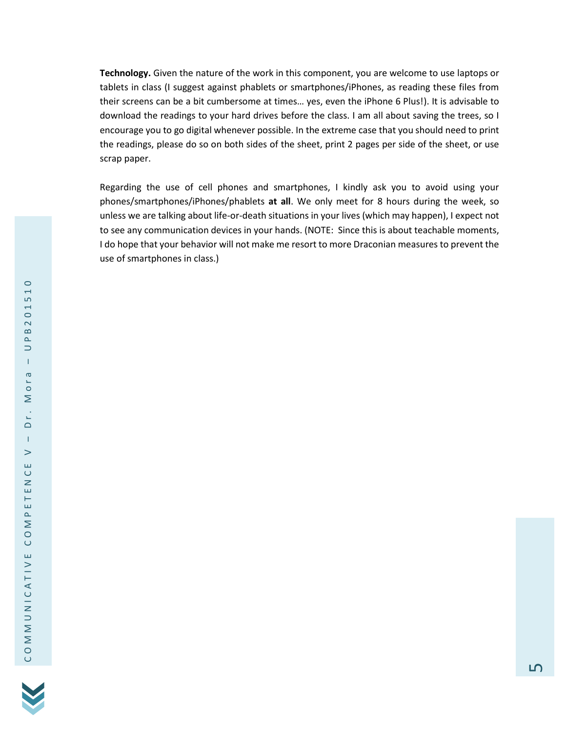**Technology.** Given the nature of the work in this component, you are welcome to use laptops or tablets in class (I suggest against phablets or smartphones/iPhones, as reading these files from their screens can be a bit cumbersome at times… yes, even the iPhone 6 Plus!). It is advisable to download the readings to your hard drives before the class. I am all about saving the trees, so I encourage you to go digital whenever possible. In the extreme case that you should need to print the readings, please do so on both sides of the sheet, print 2 pages per side of the sheet, or use scrap paper.

Regarding the use of cell phones and smartphones, I kindly ask you to avoid using your phones/smartphones/iPhones/phablets **at all**. We only meet for 8 hours during the week, so unless we are talking about life-or-death situations in your lives (which may happen), I expect not to see any communication devices in your hands. (NOTE: Since this is about teachable moments, I do hope that your behavior will not make me resort to more Draconian measures to prevent the use of smartphones in class.)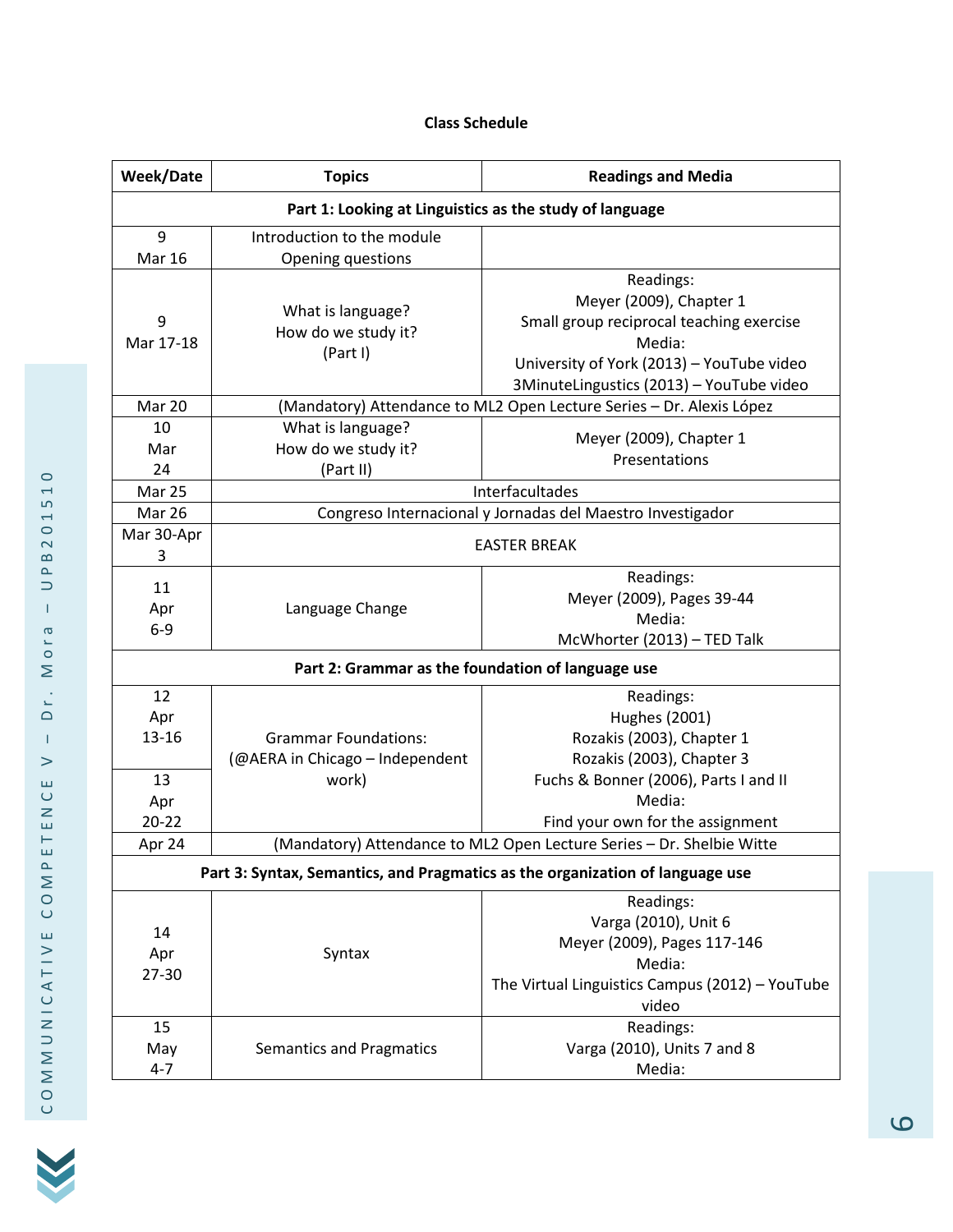**Class Schedule**

| Week/Date | Topics | Readings and Media |
|---|---|---|
| **Part 1: Looking at Linguistics as the study of language** | | |
| 9<br>Mar 16 | Introduction to the module<br>Opening questions | |
| 9<br>Mar 17-18 | What is language?<br>How do we study it?<br>(Part I) | Readings:<br>Meyer (2009), Chapter 1<br>Small group reciprocal teaching exercise<br>Media:<br>University of York (2013) – YouTube video<br>3MinuteLingustics (2013) – YouTube video |
| Mar 20 | (Mandatory) Attendance to ML2 Open Lecture Series – Dr. Alexis López | |
| 10<br>Mar<br>24 | What is language?<br>How do we study it?<br>(Part II) | Meyer (2009), Chapter 1<br>Presentations |
| Mar 25 | Interfacultades | |
| Mar 26 | Congreso Internacional y Jornadas del Maestro Investigador | |
| Mar 30-Apr 3 | EASTER BREAK | |
| 11<br>Apr<br>6-9 | Language Change | Readings:<br>Meyer (2009), Pages 39-44<br>Media:<br>McWhorter (2013) – TED Talk |
| **Part 2: Grammar as the foundation of language use** | | |
| 12<br>Apr<br>13-16 | Grammar Foundations:<br>(@AERA in Chicago – Independent work) | Readings:<br>Hughes (2001)<br>Rozakis (2003), Chapter 1<br>Rozakis (2003), Chapter 3<br>Fuchs & Bonner (2006), Parts I and II<br>Media:<br>Find your own for the assignment |
| 13<br>Apr<br>20-22 | | |
| Apr 24 | (Mandatory) Attendance to ML2 Open Lecture Series – Dr. Shelbie Witte | |
| **Part 3: Syntax, Semantics, and Pragmatics as the organization of language use** | | |
| 14<br>Apr<br>27-30 | Syntax | Readings:<br>Varga (2010), Unit 6<br>Meyer (2009), Pages 117-146<br>Media:<br>The Virtual Linguistics Campus (2012) – YouTube video |
| 15<br>May<br>4-7 | Semantics and Pragmatics | Readings:<br>Varga (2010), Units 7 and 8<br>Media: |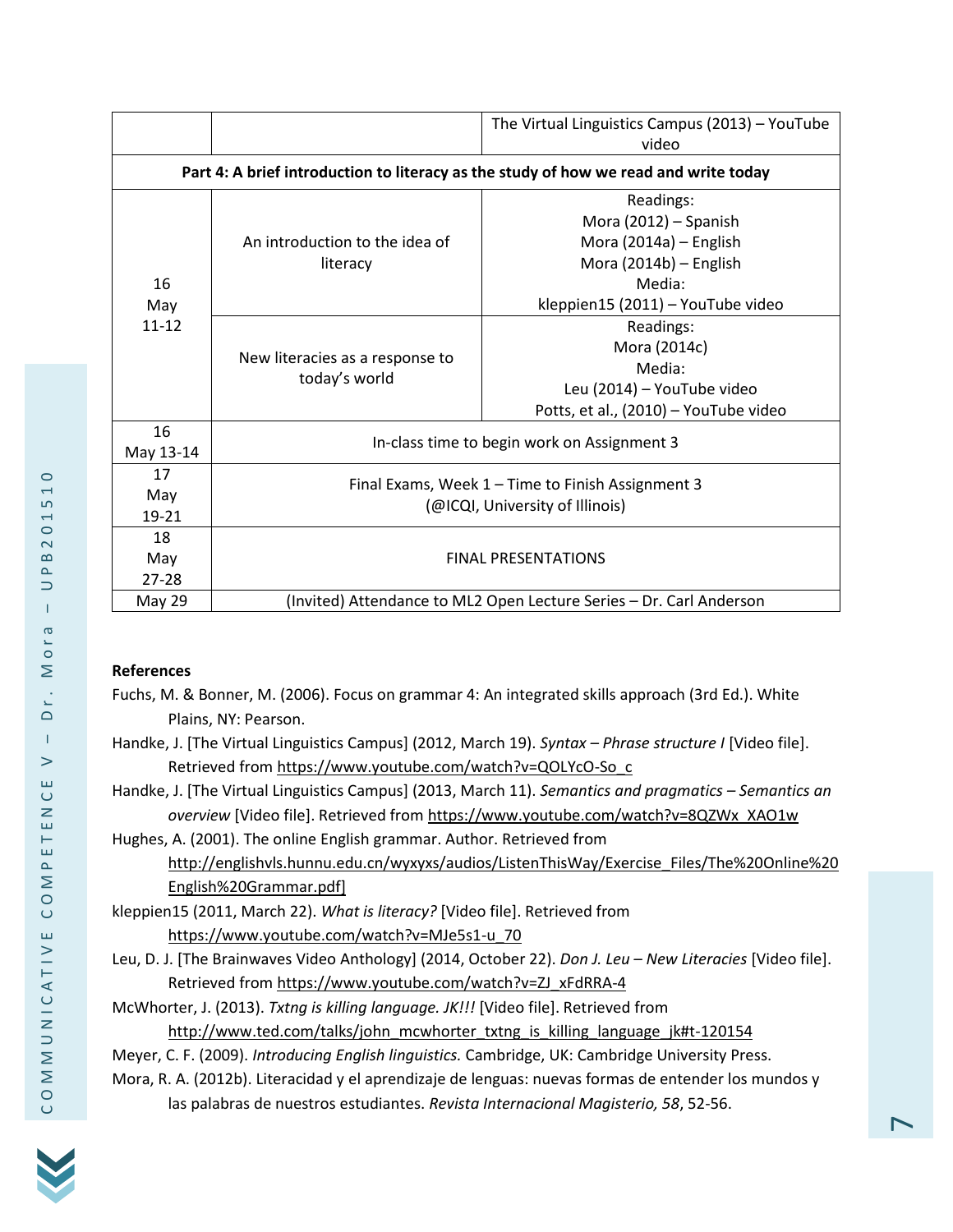| | | |
|---|---|---|
| | | The Virtual Linguistics Campus (2013) – YouTube video |
| **Part 4: A brief introduction to literacy as the study of how we read and write today** | | |
| 16 May 11-12 | An introduction to the idea of literacy | Readings: Mora (2012) – Spanish Mora (2014a) – English Mora (2014b) – English Media: kleppien15 (2011) – YouTube video |
| | New literacies as a response to today's world | Readings: Mora (2014c) Media: Leu (2014) – YouTube video Potts, et al., (2010) – YouTube video |
| 16 May 13-14 | In-class time to begin work on Assignment 3 | |
| 17 May 19-21 | Final Exams, Week 1 – Time to Finish Assignment 3 (@ICQI, University of Illinois) | |
| 18 May 27-28 | FINAL PRESENTATIONS | |
| May 29 | (Invited) Attendance to ML2 Open Lecture Series – Dr. Carl Anderson | |

**References**

Fuchs, M. & Bonner, M. (2006). Focus on grammar 4: An integrated skills approach (3rd Ed.). White Plains, NY: Pearson.

Handke, J. [The Virtual Linguistics Campus] (2012, March 19). *Syntax – Phrase structure I* [Video file]. Retrieved from https://www.youtube.com/watch?v=QOLYcO-So_c

Handke, J. [The Virtual Linguistics Campus] (2013, March 11). *Semantics and pragmatics – Semantics an overview* [Video file]. Retrieved from https://www.youtube.com/watch?v=8QZWx_XAO1w

Hughes, A. (2001). The online English grammar. Author. Retrieved from http://englishvls.hunnu.edu.cn/wyxyxs/audios/ListenThisWay/Exercise_Files/The%20Online%20English%20Grammar.pdf]

kleppien15 (2011, March 22). *What is literacy?* [Video file]. Retrieved from https://www.youtube.com/watch?v=MJe5s1-u_70

Leu, D. J. [The Brainwaves Video Anthology] (2014, October 22). *Don J. Leu – New Literacies* [Video file]. Retrieved from https://www.youtube.com/watch?v=ZJ_xFdRRA-4

McWhorter, J. (2013). *Txtng is killing language. JK!!!* [Video file]. Retrieved from http://www.ted.com/talks/john_mcwhorter_txtng_is_killing_language_jk#t-120154

Meyer, C. F. (2009). *Introducing English linguistics.* Cambridge, UK: Cambridge University Press.

Mora, R. A. (2012b). Literacidad y el aprendizaje de lenguas: nuevas formas de entender los mundos y las palabras de nuestros estudiantes. *Revista Internacional Magisterio, 58*, 52-56.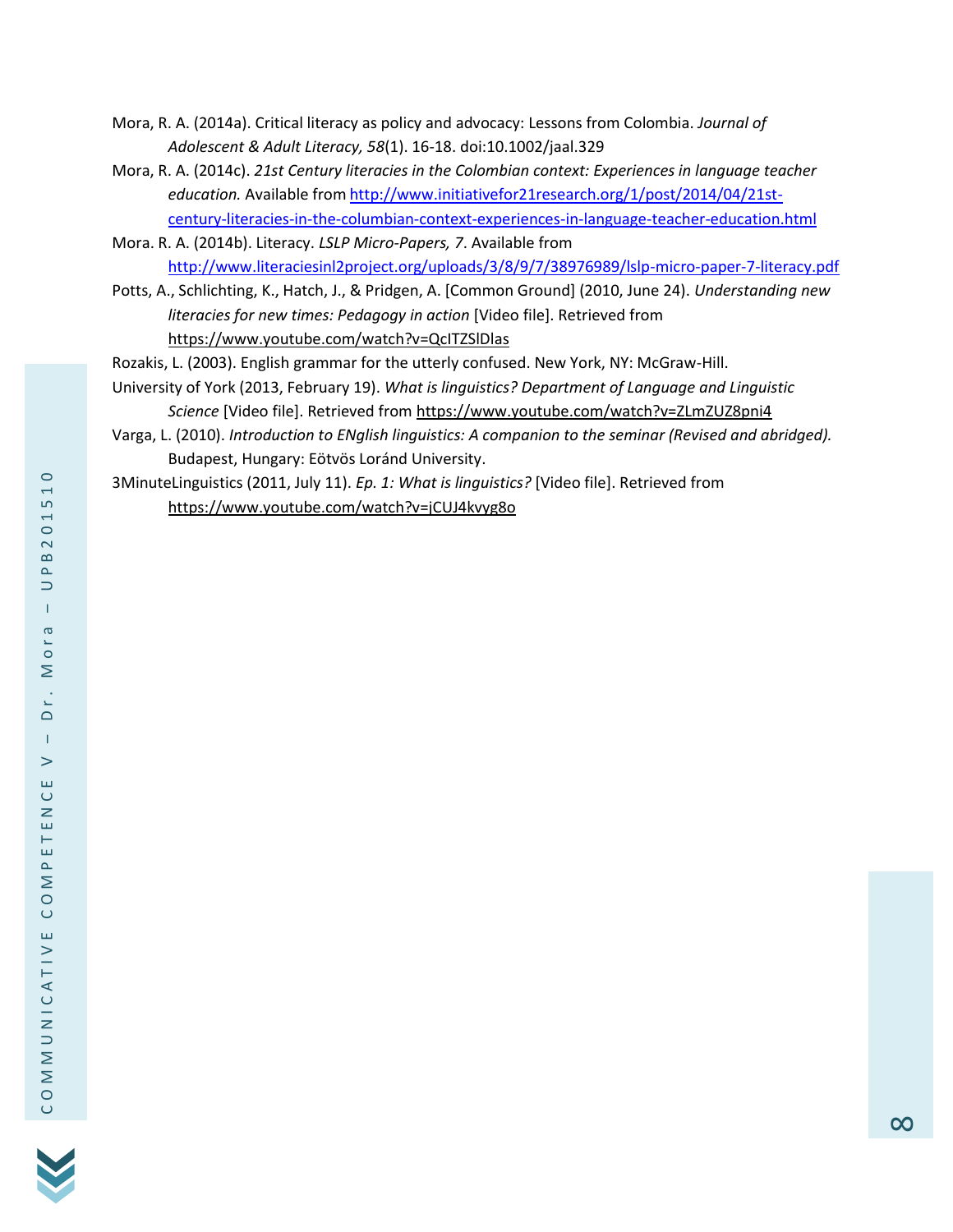Mora, R. A. (2014a). Critical literacy as policy and advocacy: Lessons from Colombia. *Journal of Adolescent & Adult Literacy, 58*(1). 16-18. doi:10.1002/jaal.329

Mora, R. A. (2014c). *21st Century literacies in the Colombian context: Experiences in language teacher education.* Available from http://www.initiativefor21research.org/1/post/2014/04/21st-century-literacies-in-the-columbian-context-experiences-in-language-teacher-education.html

Mora. R. A. (2014b). Literacy. *LSLP Micro-Papers, 7*. Available from http://www.literaciesinl2project.org/uploads/3/8/9/7/38976989/lslp-micro-paper-7-literacy.pdf

Potts, A., Schlichting, K., Hatch, J., & Pridgen, A. [Common Ground] (2010, June 24). *Understanding new literacies for new times: Pedagogy in action* [Video file]. Retrieved from https://www.youtube.com/watch?v=QcITZSlDlas

Rozakis, L. (2003). English grammar for the utterly confused. New York, NY: McGraw-Hill.

University of York (2013, February 19). *What is linguistics? Department of Language and Linguistic Science* [Video file]. Retrieved from https://www.youtube.com/watch?v=ZLmZUZ8pni4

Varga, L. (2010). *Introduction to ENglish linguistics: A companion to the seminar (Revised and abridged).* Budapest, Hungary: Eötvös Loránd University.

3MinuteLinguistics (2011, July 11). *Ep. 1: What is linguistics?* [Video file]. Retrieved from https://www.youtube.com/watch?v=jCUJ4kvyg8o